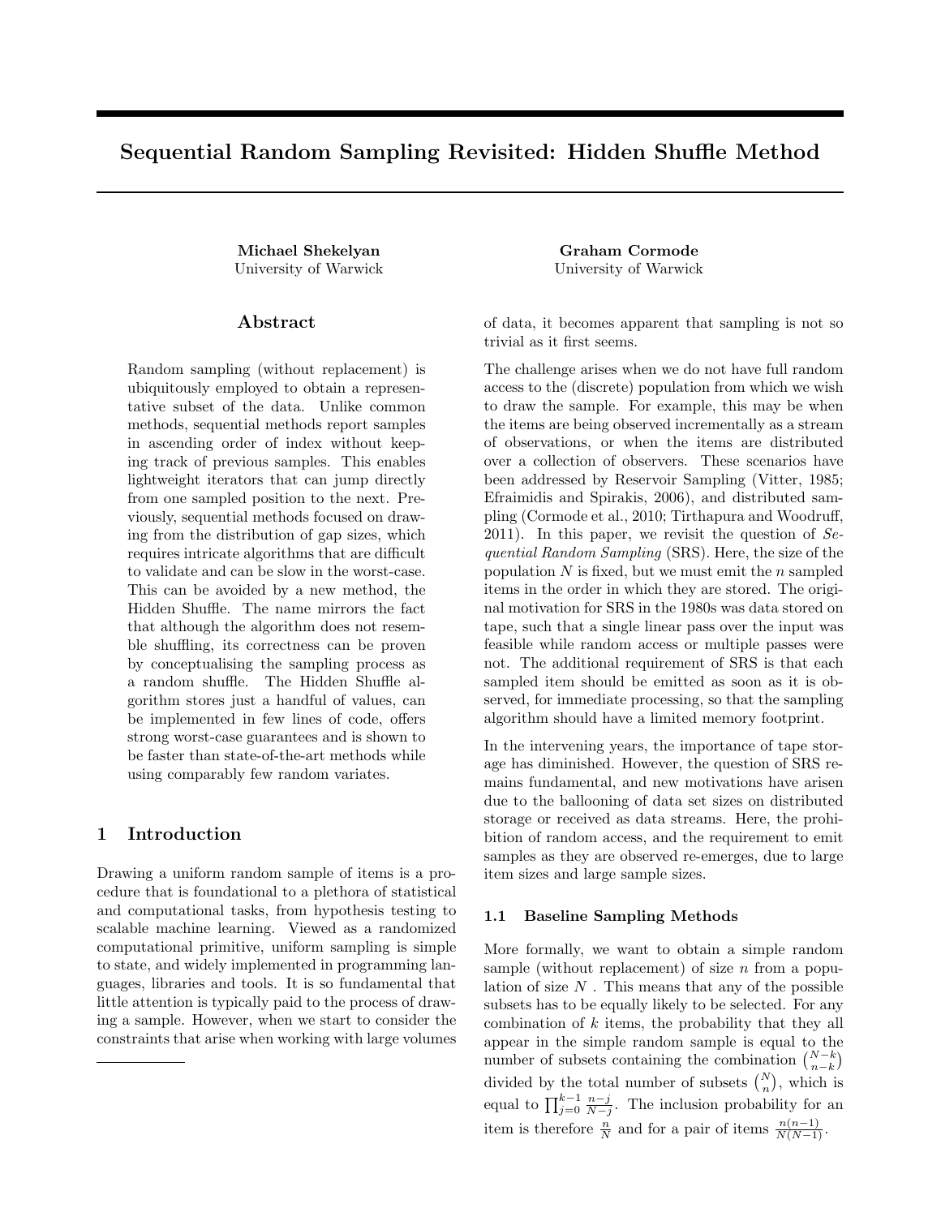# Sequential Random Sampling Revisited: Hidden Shuffle Method

**Michael Shekelyan**
University of Warwick

**Graham Cormode**
University of Warwick

## Abstract

Random sampling (without replacement) is ubiquitously employed to obtain a representative subset of the data. Unlike common methods, sequential methods report samples in ascending order of index without keeping track of previous samples. This enables lightweight iterators that can jump directly from one sampled position to the next. Previously, sequential methods focused on drawing from the distribution of gap sizes, which requires intricate algorithms that are difficult to validate and can be slow in the worst-case. This can be avoided by a new method, the Hidden Shuffle. The name mirrors the fact that although the algorithm does not resemble shuffling, its correctness can be proven by conceptualising the sampling process as a random shuffle. The Hidden Shuffle algorithm stores just a handful of values, can be implemented in few lines of code, offers strong worst-case guarantees and is shown to be faster than state-of-the-art methods while using comparably few random variates.

## 1 Introduction

Drawing a uniform random sample of items is a procedure that is foundational to a plethora of statistical and computational tasks, from hypothesis testing to scalable machine learning. Viewed as a randomized computational primitive, uniform sampling is simple to state, and widely implemented in programming languages, libraries and tools. It is so fundamental that little attention is typically paid to the process of drawing a sample. However, when we start to consider the constraints that arise when working with large volumes of data, it becomes apparent that sampling is not so trivial as it first seems.

The challenge arises when we do not have full random access to the (discrete) population from which we wish to draw the sample. For example, this may be when the items are being observed incrementally as a stream of observations, or when the items are distributed over a collection of observers. These scenarios have been addressed by Reservoir Sampling (Vitter, 1985; Efraimidis and Spirakis, 2006), and distributed sampling (Cormode et al., 2010; Tirthapura and Woodruff, 2011). In this paper, we revisit the question of *Sequential Random Sampling* (SRS). Here, the size of the population $N$ is fixed, but we must emit the $n$ sampled items in the order in which they are stored. The original motivation for SRS in the 1980s was data stored on tape, such that a single linear pass over the input was feasible while random access or multiple passes were not. The additional requirement of SRS is that each sampled item should be emitted as soon as it is observed, for immediate processing, so that the sampling algorithm should have a limited memory footprint.

In the intervening years, the importance of tape storage has diminished. However, the question of SRS remains fundamental, and new motivations have arisen due to the ballooning of data set sizes on distributed storage or received as data streams. Here, the prohibition of random access, and the requirement to emit samples as they are observed re-emerges, due to large item sizes and large sample sizes.

### 1.1 Baseline Sampling Methods

More formally, we want to obtain a simple random sample (without replacement) of size $n$ from a population of size $N$. This means that any of the possible subsets has to be equally likely to be selected. For any combination of $k$ items, the probability that they all appear in the simple random sample is equal to the number of subsets containing the combination $\binom{N-k}{n-k}$ divided by the total number of subsets $\binom{N}{n}$, which is equal to $\prod_{j=0}^{k-1} \frac{n-j}{N-j}$. The inclusion probability for an item is therefore $\frac{n}{N}$ and for a pair of items $\frac{n(n-1)}{N(N-1)}$.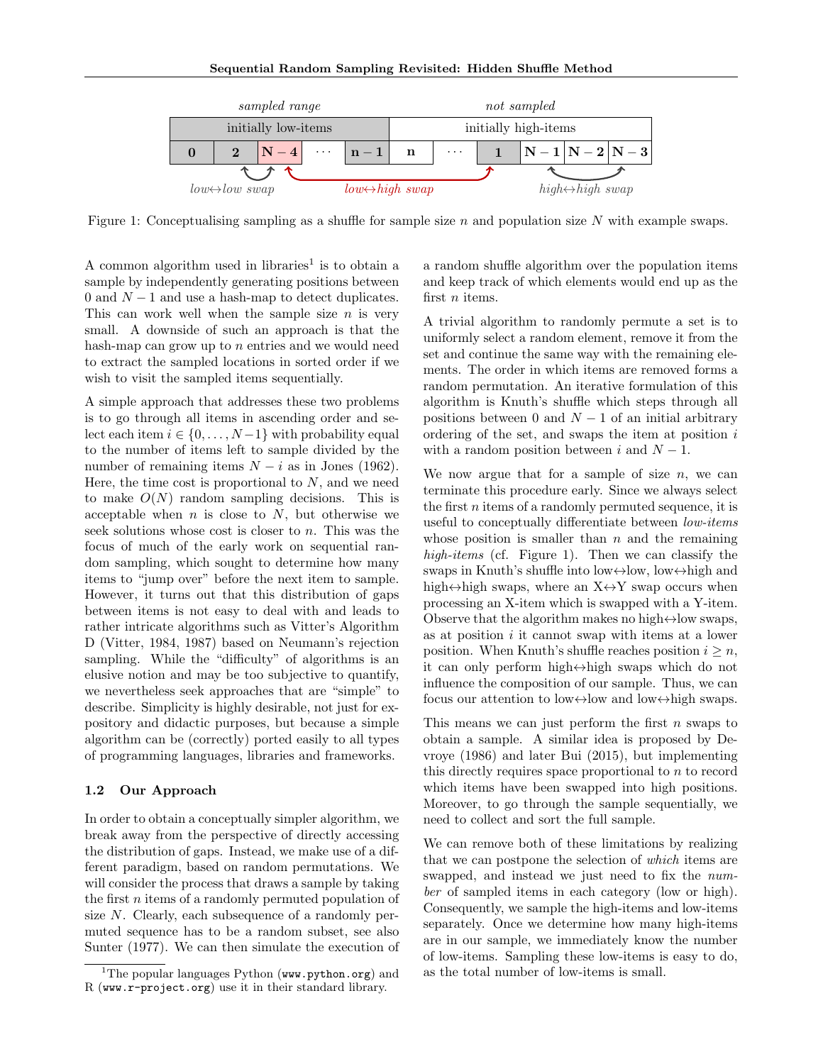Figure 1: Conceptualising sampling as a shuffle for sample size $n$ and population size $N$ with example swaps.

A common algorithm used in libraries[1] is to obtain a sample by independently generating positions between 0 and $N-1$ and use a hash-map to detect duplicates. This can work well when the sample size $n$ is very small. A downside of such an approach is that the hash-map can grow up to $n$ entries and we would need to extract the sampled locations in sorted order if we wish to visit the sampled items sequentially.

A simple approach that addresses these two problems is to go through all items in ascending order and select each item $i \in \{0, \dots, N-1\}$ with probability equal to the number of items left to sample divided by the number of remaining items $N-i$ as in Jones (1962). Here, the time cost is proportional to $N$, and we need to make $O(N)$ random sampling decisions. This is acceptable when $n$ is close to $N$, but otherwise we seek solutions whose cost is closer to $n$. This was the focus of much of the early work on sequential random sampling, which sought to determine how many items to "jump over" before the next item to sample. However, it turns out that this distribution of gaps between items is not easy to deal with and leads to rather intricate algorithms such as Vitter's Algorithm D (Vitter, 1984, 1987) based on Neumann's rejection sampling. While the "difficulty" of algorithms is an elusive notion and may be too subjective to quantify, we nevertheless seek approaches that are "simple" to describe. Simplicity is highly desirable, not just for expository and didactic purposes, but because a simple algorithm can be (correctly) ported easily to all types of programming languages, libraries and frameworks.

### 1.2 Our Approach

In order to obtain a conceptually simpler algorithm, we break away from the perspective of directly accessing the distribution of gaps. Instead, we make use of a different paradigm, based on random permutations. We will consider the process that draws a sample by taking the first $n$ items of a randomly permuted population of size $N$. Clearly, each subsequence of a randomly permuted sequence has to be a random subset, see also Sunter (1977). We can then simulate the execution of a random shuffle algorithm over the population items and keep track of which elements would end up as the first $n$ items.

A trivial algorithm to randomly permute a set is to uniformly select a random element, remove it from the set and continue the same way with the remaining elements. The order in which items are removed forms a random permutation. An iterative formulation of this algorithm is Knuth's shuffle which steps through all positions between 0 and $N-1$ of an initial arbitrary ordering of the set, and swaps the item at position $i$ with a random position between $i$ and $N-1$.

We now argue that for a sample of size $n$, we can terminate this procedure early. Since we always select the first $n$ items of a randomly permuted sequence, it is useful to conceptually differentiate between *low-items* whose position is smaller than $n$ and the remaining *high-items* (cf. Figure 1). Then we can classify the swaps in Knuth's shuffle into low↔low, low↔high and high↔high swaps, where an X↔Y swap occurs when processing an X-item which is swapped with a Y-item. Observe that the algorithm makes no high↔low swaps, as at position $i$ it cannot swap with items at a lower position. When Knuth's shuffle reaches position $i \geq n$, it can only perform high↔high swaps which do not influence the composition of our sample. Thus, we can focus our attention to low↔low and low↔high swaps.

This means we can just perform the first $n$ swaps to obtain a sample. A similar idea is proposed by Devroye (1986) and later Bui (2015), but implementing this directly requires space proportional to $n$ to record which items have been swapped into high positions. Moreover, to go through the sample sequentially, we need to collect and sort the full sample.

We can remove both of these limitations by realizing that we can postpone the selection of *which* items are swapped, and instead we just need to fix the *number* of sampled items in each category (low or high). Consequently, we sample the high-items and low-items separately. Once we determine how many high-items are in our sample, we immediately know the number of low-items. Sampling these low-items is easy to do, as the total number of low-items is small.

[1] The popular languages Python (www.python.org) and R (www.r-project.org) use it in their standard library.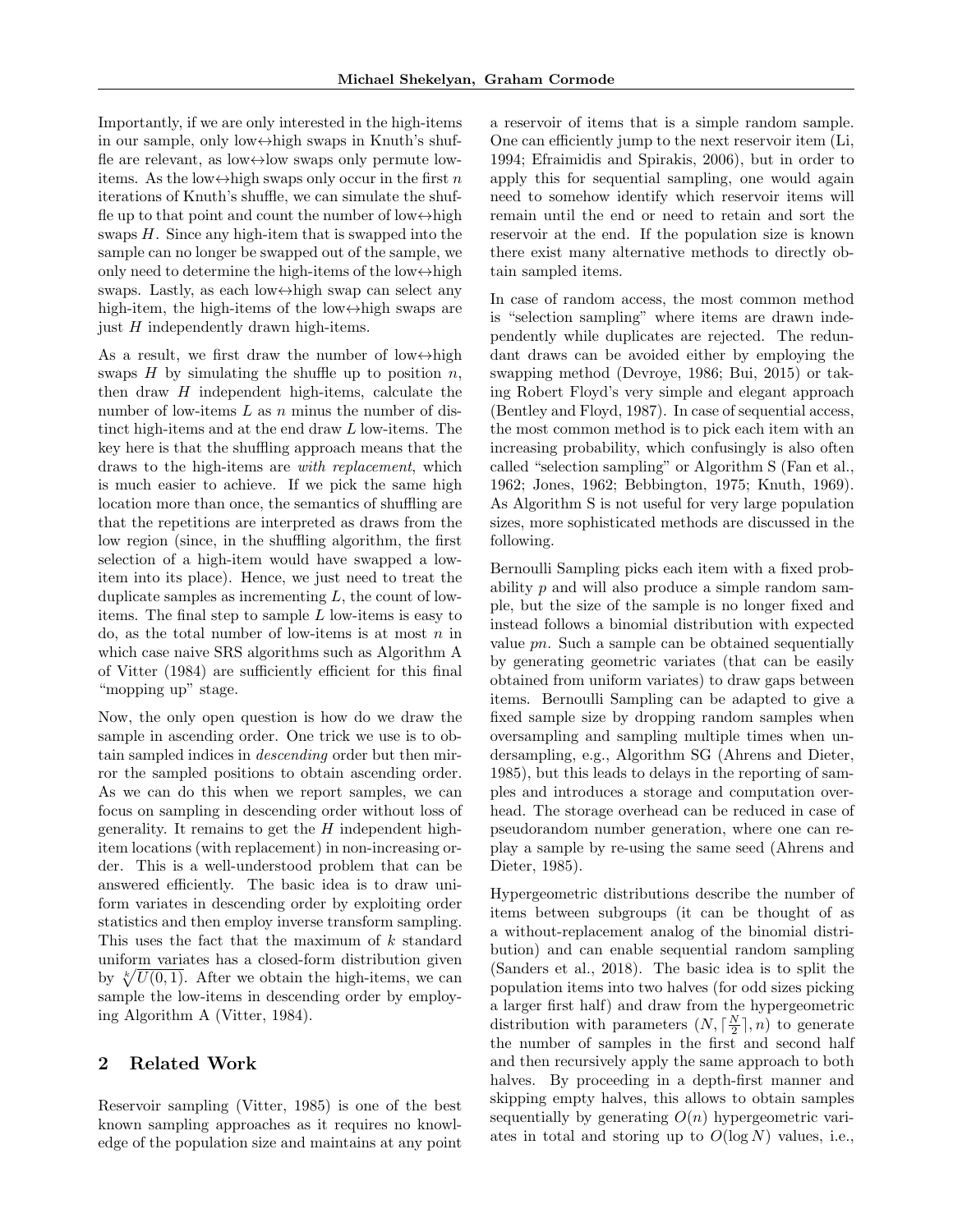Importantly, if we are only interested in the high-items in our sample, only low↔high swaps in Knuth's shuffle are relevant, as low↔low swaps only permute low-items. As the low↔high swaps only occur in the first $n$ iterations of Knuth's shuffle, we can simulate the shuffle up to that point and count the number of low↔high swaps $H$. Since any high-item that is swapped into the sample can no longer be swapped out of the sample, we only need to determine the high-items of the low↔high swaps. Lastly, as each low↔high swap can select any high-item, the high-items of the low↔high swaps are just $H$ independently drawn high-items.

As a result, we first draw the number of low↔high swaps $H$ by simulating the shuffle up to position $n$, then draw $H$ independent high-items, calculate the number of low-items $L$ as $n$ minus the number of distinct high-items and at the end draw $L$ low-items. The key here is that the shuffling approach means that the draws to the high-items are *with replacement*, which is much easier to achieve. If we pick the same high location more than once, the semantics of shuffling are that the repetitions are interpreted as draws from the low region (since, in the shuffling algorithm, the first selection of a high-item would have swapped a low-item into its place). Hence, we just need to treat the duplicate samples as incrementing $L$, the count of low-items. The final step to sample $L$ low-items is easy to do, as the total number of low-items is at most $n$ in which case naive SRS algorithms such as Algorithm A of Vitter (1984) are sufficiently efficient for this final "mopping up" stage.

Now, the only open question is how do we draw the sample in ascending order. One trick we use is to obtain sampled indices in *descending* order but then mirror the sampled positions to obtain ascending order. As we can do this when we report samples, we can focus on sampling in descending order without loss of generality. It remains to get the $H$ independent high-item locations (with replacement) in non-increasing order. This is a well-understood problem that can be answered efficiently. The basic idea is to draw uniform variates in descending order by exploiting order statistics and then employ inverse transform sampling. This uses the fact that the maximum of $k$ standard uniform variates has a closed-form distribution given by $\sqrt[k]{U(0,1)}$. After we obtain the high-items, we can sample the low-items in descending order by employing Algorithm A (Vitter, 1984).

## 2 Related Work

Reservoir sampling (Vitter, 1985) is one of the best known sampling approaches as it requires no knowledge of the population size and maintains at any point a reservoir of items that is a simple random sample. One can efficiently jump to the next reservoir item (Li, 1994; Efraimidis and Spirakis, 2006), but in order to apply this for sequential sampling, one would again need to somehow identify which reservoir items will remain until the end or need to retain and sort the reservoir at the end. If the population size is known there exist many alternative methods to directly obtain sampled items.

In case of random access, the most common method is "selection sampling" where items are drawn independently while duplicates are rejected. The redundant draws can be avoided either by employing the swapping method (Devroye, 1986; Bui, 2015) or taking Robert Floyd's very simple and elegant approach (Bentley and Floyd, 1987). In case of sequential access, the most common method is to pick each item with an increasing probability, which confusingly is also often called "selection sampling" or Algorithm S (Fan et al., 1962; Jones, 1962; Bebbington, 1975; Knuth, 1969). As Algorithm S is not useful for very large population sizes, more sophisticated methods are discussed in the following.

Bernoulli Sampling picks each item with a fixed probability $p$ and will also produce a simple random sample, but the size of the sample is no longer fixed and instead follows a binomial distribution with expected value $pn$. Such a sample can be obtained sequentially by generating geometric variates (that can be easily obtained from uniform variates) to draw gaps between items. Bernoulli Sampling can be adapted to give a fixed sample size by dropping random samples when oversampling and sampling multiple times when undersampling, e.g., Algorithm SG (Ahrens and Dieter, 1985), but this leads to delays in the reporting of samples and introduces a storage and computation overhead. The storage overhead can be reduced in case of pseudorandom number generation, where one can replay a sample by re-using the same seed (Ahrens and Dieter, 1985).

Hypergeometric distributions describe the number of items between subgroups (it can be thought of as a without-replacement analog of the binomial distribution) and can enable sequential random sampling (Sanders et al., 2018). The basic idea is to split the population items into two halves (for odd sizes picking a larger first half) and draw from the hypergeometric distribution with parameters $(N, \lceil \frac{N}{2} \rceil, n)$ to generate the number of samples in the first and second half and then recursively apply the same approach to both halves. By proceeding in a depth-first manner and skipping empty halves, this allows to obtain samples sequentially by generating $O(n)$ hypergeometric variates in total and storing up to $O(\log N)$ values, i.e.,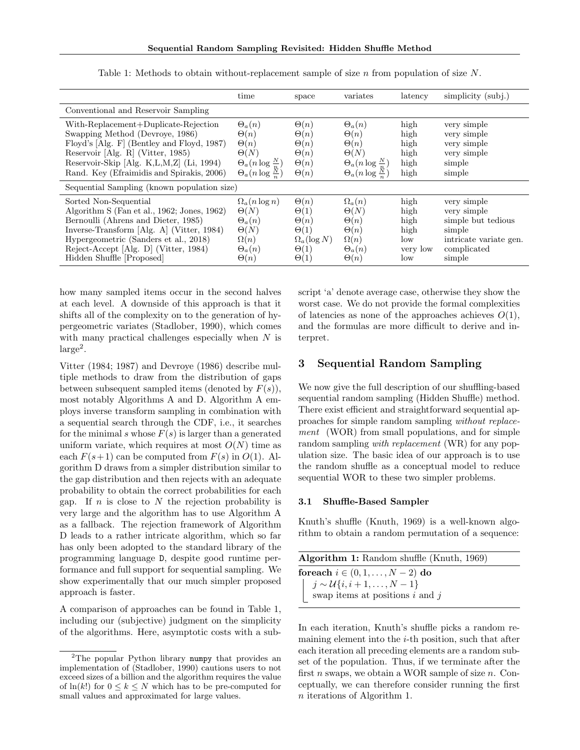Table 1: Methods to obtain without-replacement sample of size $n$ from population of size $N$.

| | time | space | variates | latency | simplicity (subj.) |
|---|---|---|---|---|---|
| Conventional and Reservoir Sampling | | | | | |
| With-Replacement+Duplicate-Rejection | $\Theta_a(n)$ | $\Theta(n)$ | $\Theta_a(n)$ | high | very simple |
| Swapping Method (Devroye, 1986) | $\Theta(n)$ | $\Theta(n)$ | $\Theta(n)$ | high | very simple |
| Floyd's [Alg. F] (Bentley and Floyd, 1987) | $\Theta(n)$ | $\Theta(n)$ | $\Theta(n)$ | high | very simple |
| Reservoir [Alg. R] (Vitter, 1985) | $\Theta(N)$ | $\Theta(n)$ | $\Theta(N)$ | high | very simple |
| Reservoir-Skip [Alg. K,L,M,Z] (Li, 1994) | $\Theta_a(n \log \frac{N}{n})$ | $\Theta(n)$ | $\Theta_a(n \log \frac{N}{n})$ | high | simple |
| Rand. Key (Efraimidis and Spirakis, 2006) | $\Theta_a(n \log \frac{N}{n})$ | $\Theta(n)$ | $\Theta_a(n \log \frac{N}{n})$ | high | simple |
| Sequential Sampling (known population size) | | | | | |
| Sorted Non-Sequential | $\Omega_a(n \log n)$ | $\Theta(n)$ | $\Omega_a(n)$ | high | very simple |
| Algorithm S (Fan et al., 1962; Jones, 1962) | $\Theta(N)$ | $\Theta(1)$ | $\Theta(N)$ | high | very simple |
| Bernoulli (Ahrens and Dieter, 1985) | $\Theta_a(n)$ | $\Theta(n)$ | $\Theta(n)$ | high | simple but tedious |
| Inverse-Transform [Alg. A] (Vitter, 1984) | $\Theta(N)$ | $\Theta(1)$ | $\Theta(n)$ | high | simple |
| Hypergeometric (Sanders et al., 2018) | $\Omega(n)$ | $\Omega_a(\log N)$ | $\Omega(n)$ | low | intricate variate gen. |
| Reject-Accept [Alg. D] (Vitter, 1984) | $\Theta_a(n)$ | $\Theta(1)$ | $\Theta_a(n)$ | very low | complicated |
| Hidden Shuffle [Proposed] | $\Theta(n)$ | $\Theta(1)$ | $\Theta(n)$ | low | simple |

how many sampled items occur in the second halves at each level. A downside of this approach is that it shifts all of the complexity on to the generation of hypergeometric variates (Stadlober, 1990), which comes with many practical challenges especially when $N$ is large[2].

Vitter (1984; 1987) and Devroye (1986) describe multiple methods to draw from the distribution of gaps between subsequent sampled items (denoted by $F(s)$), most notably Algorithms A and D. Algorithm A employs inverse transform sampling in combination with a sequential search through the CDF, i.e., it searches for the minimal $s$ whose $F(s)$ is larger than a generated uniform variate, which requires at most $O(N)$ time as each $F(s+1)$ can be computed from $F(s)$ in $O(1)$. Algorithm D draws from a simpler distribution similar to the gap distribution and then rejects with an adequate probability to obtain the correct probabilities for each gap. If $n$ is close to $N$ the rejection probability is very large and the algorithm has to use Algorithm A as a fallback. The rejection framework of Algorithm D leads to a rather intricate algorithm, which so far has only been adopted to the standard library of the programming language D, despite good runtime performance and full support for sequential sampling. We show experimentally that our much simpler proposed approach is faster.

A comparison of approaches can be found in Table 1, including our (subjective) judgment on the simplicity of the algorithms. Here, asymptotic costs with a subscript 'a' denote average case, otherwise they show the worst case. We do not provide the formal complexities of latencies as none of the approaches achieves $O(1)$, and the formulas are more difficult to derive and interpret.

[2] The popular Python library numpy that provides an implementation of (Stadlober, 1990) cautions users to not exceed sizes of a billion and the algorithm requires the value of $\ln(k!)$ for $0 \leq k \leq N$ which has to be pre-computed for small values and approximated for large values.

## 3 Sequential Random Sampling

We now give the full description of our shuffling-based sequential random sampling (Hidden Shuffle) method. There exist efficient and straightforward sequential approaches for simple random sampling *without replacement* (WOR) from small populations, and for simple random sampling *with replacement* (WR) for any population size. The basic idea of our approach is to use the random shuffle as a conceptual model to reduce sequential WOR to these two simpler problems.

### 3.1 Shuffle-Based Sampler

Knuth's shuffle (Knuth, 1969) is a well-known algorithm to obtain a random permutation of a sequence:

**Algorithm 1:** Random shuffle (Knuth, 1969)

**foreach** $i \in (0, 1, \ldots, N-2)$ **do**
  $j \sim \mathcal{U}\{i, i+1, \ldots, N-1\}$
  swap items at positions $i$ and $j$

In each iteration, Knuth's shuffle picks a random remaining element into the $i$-th position, such that after each iteration all preceding elements are a random subset of the population. Thus, if we terminate after the first $n$ swaps, we obtain a WOR sample of size $n$. Conceptually, we can therefore consider running the first $n$ iterations of Algorithm 1.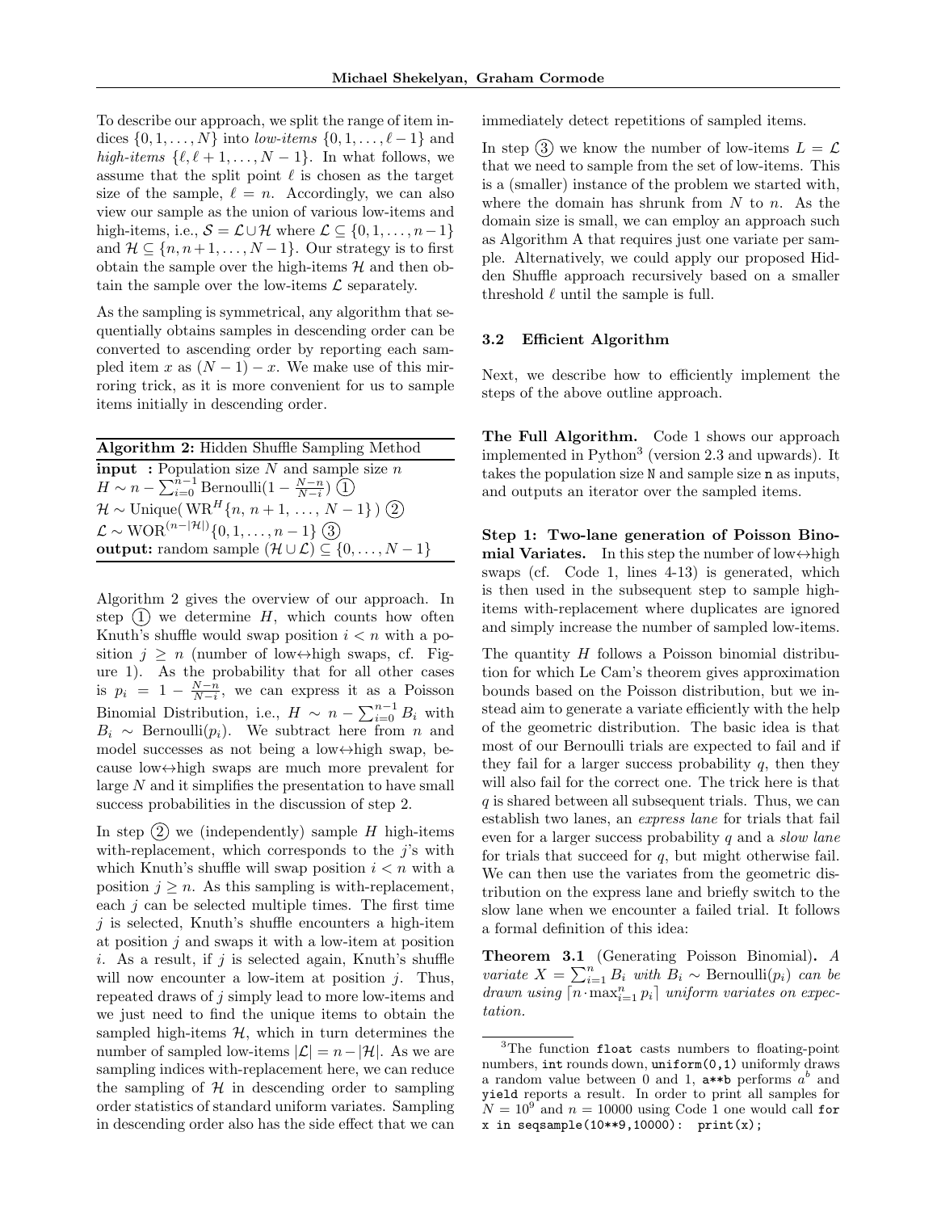To describe our approach, we split the range of item indices $\{0, 1, \ldots, N\}$ into *low-items* $\{0, 1, \ldots, \ell - 1\}$ and *high-items* $\{\ell, \ell + 1, \ldots, N - 1\}$. In what follows, we assume that the split point $\ell$ is chosen as the target size of the sample, $\ell = n$. Accordingly, we can also view our sample as the union of various low-items and high-items, i.e., $\mathcal{S} = \mathcal{L} \cup \mathcal{H}$ where $\mathcal{L} \subseteq \{0, 1, \ldots, n-1\}$ and $\mathcal{H} \subseteq \{n, n+1, \ldots, N-1\}$. Our strategy is to first obtain the sample over the high-items $\mathcal{H}$ and then obtain the sample over the low-items $\mathcal{L}$ separately.

As the sampling is symmetrical, any algorithm that sequentially obtains samples in descending order can be converted to ascending order by reporting each sampled item $x$ as $(N - 1) - x$. We make use of this mirroring trick, as it is more convenient for us to sample items initially in descending order.

**Algorithm 2:** Hidden Shuffle Sampling Method

**input :** Population size $N$ and sample size $n$
$H \sim n - \sum_{i=0}^{n-1} \text{Bernoulli}(1 - \frac{N-n}{N-i})$ ①
$\mathcal{H} \sim \text{Unique}(\,\text{WR}^{H}\{n,\, n+1,\, \ldots,\, N-1\}\,)$ ②
$\mathcal{L} \sim \text{WOR}^{(n-|\mathcal{H}|)}\{0, 1, \ldots, n-1\}$ ③
**output:** random sample $(\mathcal{H} \cup \mathcal{L}) \subseteq \{0, \ldots, N-1\}$

Algorithm 2 gives the overview of our approach. In step ① we determine $H$, which counts how often Knuth's shuffle would swap position $i < n$ with a position $j \geq n$ (number of low$\leftrightarrow$high swaps, cf. Figure 1). As the probability that for all other cases is $p_i = 1 - \frac{N-n}{N-i}$, we can express it as a Poisson Binomial Distribution, i.e., $H \sim n - \sum_{i=0}^{n-1} B_i$ with $B_i \sim \text{Bernoulli}(p_i)$. We subtract here from $n$ and model successes as not being a low$\leftrightarrow$high swap, because low$\leftrightarrow$high swaps are much more prevalent for large $N$ and it simplifies the presentation to have small success probabilities in the discussion of step 2.

In step ② we (independently) sample $H$ high-items with-replacement, which corresponds to the $j$'s with which Knuth's shuffle will swap position $i < n$ with a position $j \geq n$. As this sampling is with-replacement, each $j$ can be selected multiple times. The first time $j$ is selected, Knuth's shuffle encounters a high-item at position $j$ and swaps it with a low-item at position $i$. As a result, if $j$ is selected again, Knuth's shuffle will now encounter a low-item at position $j$. Thus, repeated draws of $j$ simply lead to more low-items and we just need to find the unique items to obtain the sampled high-items $\mathcal{H}$, which in turn determines the number of sampled low-items $|\mathcal{L}| = n - |\mathcal{H}|$. As we are sampling indices with-replacement here, we can reduce the sampling of $\mathcal{H}$ in descending order to sampling order statistics of standard uniform variates. Sampling in descending order also has the side effect that we can immediately detect repetitions of sampled items.

In step ③ we know the number of low-items $L = \mathcal{L}$ that we need to sample from the set of low-items. This is a (smaller) instance of the problem we started with, where the domain has shrunk from $N$ to $n$. As the domain size is small, we can employ an approach such as Algorithm A that requires just one variate per sample. Alternatively, we could apply our proposed Hidden Shuffle approach recursively based on a smaller threshold $\ell$ until the sample is full.

### 3.2 Efficient Algorithm

Next, we describe how to efficiently implement the steps of the above outline approach.

**The Full Algorithm.** Code 1 shows our approach implemented in Python[3] (version 2.3 and upwards). It takes the population size `N` and sample size `n` as inputs, and outputs an iterator over the sampled items.

**Step 1: Two-lane generation of Poisson Binomial Variates.** In this step the number of low$\leftrightarrow$high swaps (cf. Code 1, lines 4-13) is generated, which is then used in the subsequent step to sample high-items with-replacement where duplicates are ignored and simply increase the number of sampled low-items.

The quantity $H$ follows a Poisson binomial distribution for which Le Cam's theorem gives approximation bounds based on the Poisson distribution, but we instead aim to generate a variate efficiently with the help of the geometric distribution. The basic idea is that most of our Bernoulli trials are expected to fail and if they fail for a larger success probability $q$, then they will also fail for the correct one. The trick here is that $q$ is shared between all subsequent trials. Thus, we can establish two lanes, an *express lane* for trials that fail even for a larger success probability $q$ and a *slow lane* for trials that succeed for $q$, but might otherwise fail. We can then use the variates from the geometric distribution on the express lane and briefly switch to the slow lane when we encounter a failed trial. It follows a formal definition of this idea:

**Theorem 3.1** (Generating Poisson Binomial)**.** *A variate $X = \sum_{i=1}^{n} B_i$ with $B_i \sim \text{Bernoulli}(p_i)$ can be drawn using $\lceil n \cdot \max_{i=1}^{n} p_i \rceil$ uniform variates on expectation.*

[3] The function `float` casts numbers to floating-point numbers, `int` rounds down, `uniform(0,1)` uniformly draws a random value between 0 and 1, `a**b` performs $a^b$ and `yield` reports a result. In order to print all samples for $N = 10^9$ and $n = 10000$ using Code 1 one would call `for x in seqsample(10**9,10000): print(x);`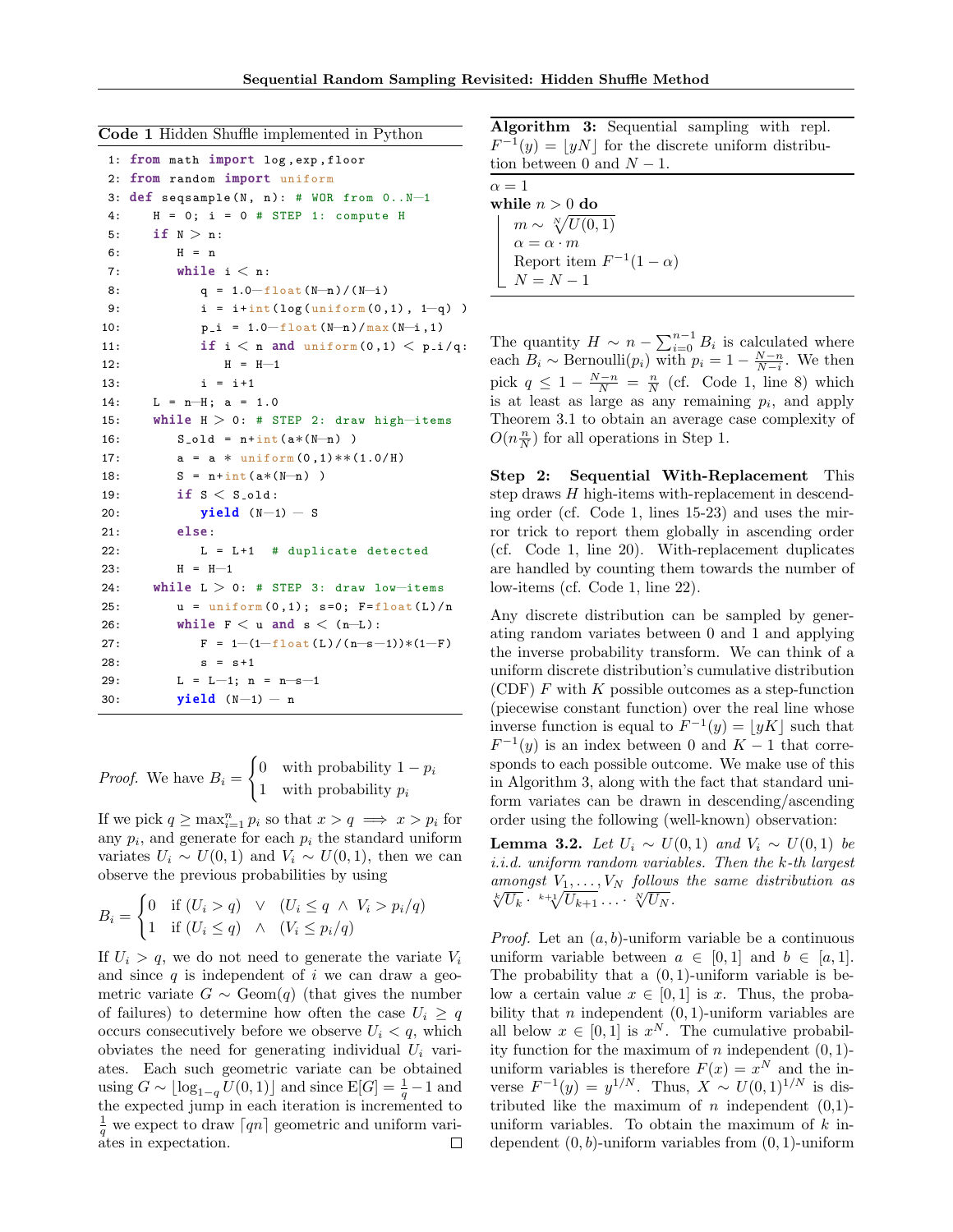**Code 1** Hidden Shuffle implemented in Python

```
1: from math import log,exp,floor
2: from random import uniform
3: def seqsample(N, n): # WOR from 0..N-1
4:     H = 0; i = 0 # STEP 1: compute H
5:     if N > n:
6:         H = n
7:         while i < n:
8:             q = 1.0-float(N-n)/(N-i)
9:             i = i+int(log(uniform(0,1), 1-q) )
10:            p_i = 1.0-float(N-n)/max(N-i,1)
11:            if i < n and uniform(0,1) < p_i/q:
12:                H = H-1
13:            i = i+1
14:    L = n-H; a = 1.0
15:    while H > 0: # STEP 2: draw high-items
16:        S_old = n+int(a*(N-n) )
17:        a = a * uniform(0,1)**(1.0/H)
18:        S = n+int(a*(N-n) )
19:        if S < S_old:
20:            yield (N-1) - S
21:        else:
22:            L = L+1  # duplicate detected
23:        H = H-1
24:    while L > 0: # STEP 3: draw low-items
25:        u = uniform(0,1); s=0; F=float(L)/n
26:        while F < u and s < (n-L):
27:            F = 1-(1-float(L)/(n-s-1))*(1-F)
28:            s = s+1
29:        L = L-1; n = n-s-1
30:        yield (N-1) - n
```

*Proof.* We have $B_i = \begin{cases} 0 & \text{with probability } 1 - p_i \\ 1 & \text{with probability } p_i \end{cases}$

If we pick $q \geq \max_{i=1}^{n} p_i$ so that $x > q \implies x > p_i$ for any $p_i$, and generate for each $p_i$ the standard uniform variates $U_i \sim U(0,1)$ and $V_i \sim U(0,1)$, then we can observe the previous probabilities by using

$$B_i = \begin{cases} 0 & \text{if } (U_i > q) \quad \vee \quad (U_i \leq q \ \wedge \ V_i > p_i/q) \\ 1 & \text{if } (U_i \leq q) \quad \wedge \quad (V_i \leq p_i/q) \end{cases}$$

If $U_i > q$, we do not need to generate the variate $V_i$ and since $q$ is independent of $i$ we can draw a geometric variate $G \sim \text{Geom}(q)$ (that gives the number of failures) to determine how often the case $U_i \geq q$ occurs consecutively before we observe $U_i < q$, which obviates the need for generating individual $U_i$ variates. Each such geometric variate can be obtained using $G \sim \lfloor \log_{1-q} U(0,1) \rfloor$ and since $\text{E}[G] = \frac{1}{q} - 1$ and the expected jump in each iteration is incremented to $\frac{1}{q}$ we expect to draw $\lceil qn \rceil$ geometric and uniform variates in expectation. $\square$

**Algorithm 3:** Sequential sampling with repl. $F^{-1}(y) = \lfloor yN \rfloor$ for the discrete uniform distribution between 0 and $N-1$.

> $\alpha = 1$
> **while** $n > 0$ **do**
> &nbsp;&nbsp;&nbsp;&nbsp;$m \sim \sqrt[N]{U(0,1)}$
> &nbsp;&nbsp;&nbsp;&nbsp;$\alpha = \alpha \cdot m$
> &nbsp;&nbsp;&nbsp;&nbsp;Report item $F^{-1}(1 - \alpha)$
> &nbsp;&nbsp;&nbsp;&nbsp;$N = N - 1$

The quantity $H \sim n - \sum_{i=0}^{n-1} B_i$ is calculated where each $B_i \sim \text{Bernoulli}(p_i)$ with $p_i = 1 - \frac{N-n}{N-i}$. We then pick $q \leq 1 - \frac{N-n}{N} = \frac{n}{N}$ (cf. Code 1, line 8) which is at least as large as any remaining $p_i$, and apply Theorem 3.1 to obtain an average case complexity of $O(n\frac{n}{N})$ for all operations in Step 1.

**Step 2: Sequential With-Replacement** This step draws $H$ high-items with-replacement in descending order (cf. Code 1, lines 15-23) and uses the mirror trick to report them globally in ascending order (cf. Code 1, line 20). With-replacement duplicates are handled by counting them towards the number of low-items (cf. Code 1, line 22).

Any discrete distribution can be sampled by generating random variates between 0 and 1 and applying the inverse probability transform. We can think of a uniform discrete distribution's cumulative distribution (CDF) $F$ with $K$ possible outcomes as a step-function (piecewise constant function) over the real line whose inverse function is equal to $F^{-1}(y) = \lfloor yK \rfloor$ such that $F^{-1}(y)$ is an index between 0 and $K-1$ that corresponds to each possible outcome. We make use of this in Algorithm 3, along with the fact that standard uniform variates can be drawn in descending/ascending order using the following (well-known) observation:

**Lemma 3.2.** *Let $U_i \sim U(0,1)$ and $V_i \sim U(0,1)$ be i.i.d. uniform random variables. Then the $k$-th largest amongst $V_1, \ldots, V_N$ follows the same distribution as $\sqrt[k]{U_k} \cdot \sqrt[k+1]{U_{k+1}} \cdots \sqrt[N]{U_N}$.*

*Proof.* Let an $(a,b)$-uniform variable be a continuous uniform variable between $a \in [0,1]$ and $b \in [a,1]$. The probability that a $(0,1)$-uniform variable is below a certain value $x \in [0,1]$ is $x$. Thus, the probability that $n$ independent $(0,1)$-uniform variables are all below $x \in [0,1]$ is $x^N$. The cumulative probability function for the maximum of $n$ independent $(0,1)$-uniform variables is therefore $F(x) = x^N$ and the inverse $F^{-1}(y) = y^{1/N}$. Thus, $X \sim U(0,1)^{1/N}$ is distributed like the maximum of $n$ independent (0,1)-uniform variables. To obtain the maximum of $k$ independent $(0,b)$-uniform variables from $(0,1)$-uniform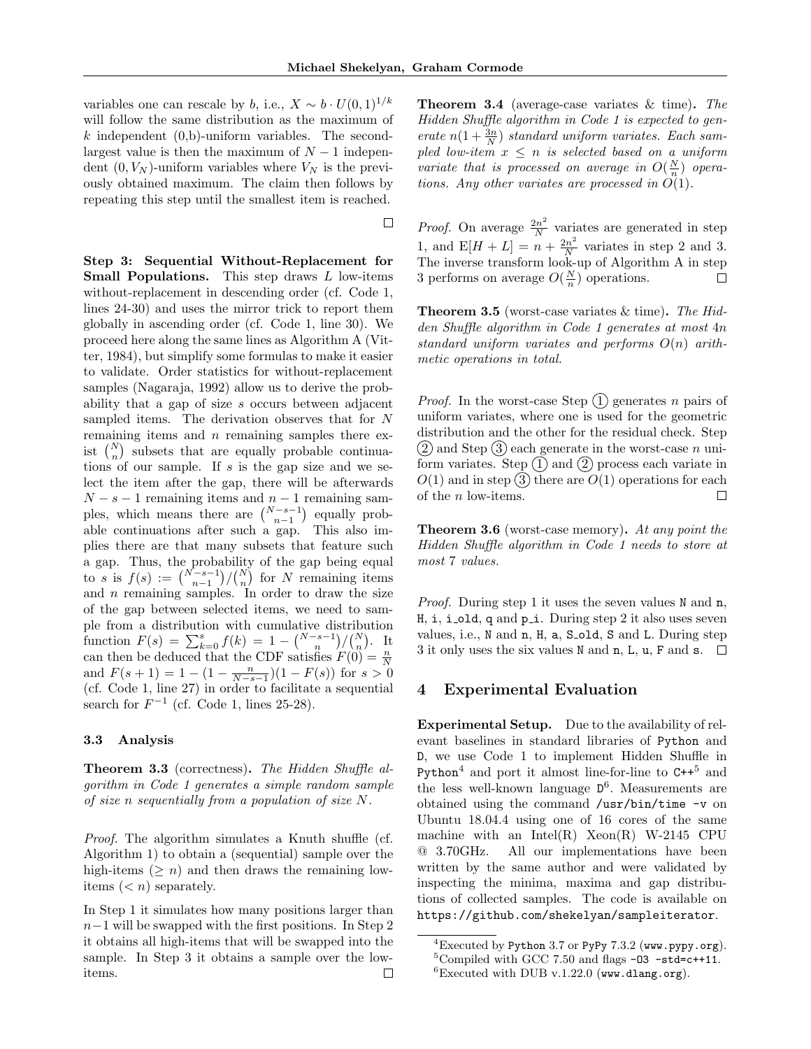variables one can rescale by $b$, i.e., $X \sim b \cdot U(0,1)^{1/k}$ will follow the same distribution as the maximum of $k$ independent (0,b)-uniform variables. The second-largest value is then the maximum of $N-1$ independent $(0, V_N)$-uniform variables where $V_N$ is the previously obtained maximum. The claim then follows by repeating this step until the smallest item is reached. □

**Step 3: Sequential Without-Replacement for Small Populations.** This step draws $L$ low-items without-replacement in descending order (cf. Code 1, lines 24-30) and uses the mirror trick to report them globally in ascending order (cf. Code 1, line 30). We proceed here along the same lines as Algorithm A (Vitter, 1984), but simplify some formulas to make it easier to validate. Order statistics for without-replacement samples (Nagaraja, 1992) allow us to derive the probability that a gap of size $s$ occurs between adjacent sampled items. The derivation observes that for $N$ remaining items and $n$ remaining samples there exist $\binom{N}{n}$ subsets that are equally probable continuations of our sample. If $s$ is the gap size and we select the item after the gap, there will be afterwards $N-s-1$ remaining items and $n-1$ remaining samples, which means there are $\binom{N-s-1}{n-1}$ equally probable continuations after such a gap. This also implies there are that many subsets that feature such a gap. Thus, the probability of the gap being equal to $s$ is $f(s) := \binom{N-s-1}{n-1}/\binom{N}{n}$ for $N$ remaining items and $n$ remaining samples. In order to draw the size of the gap between selected items, we need to sample from a distribution with cumulative distribution function $F(s) = \sum_{k=0}^{s} f(k) = 1 - \binom{N-s-1}{n}/\binom{N}{n}$. It can then be deduced that the CDF satisfies $F(0) = \frac{n}{N}$ and $F(s+1) = 1 - (1 - \frac{n}{N-s-1})(1-F(s))$ for $s > 0$ (cf. Code 1, line 27) in order to facilitate a sequential search for $F^{-1}$ (cf. Code 1, lines 25-28).

### 3.3 Analysis

**Theorem 3.3** (correctness)**.** *The Hidden Shuffle algorithm in Code 1 generates a simple random sample of size n sequentially from a population of size N.*

*Proof.* The algorithm simulates a Knuth shuffle (cf. Algorithm 1) to obtain a (sequential) sample over the high-items ($\geq n$) and then draws the remaining low-items ($< n$) separately.

In Step 1 it simulates how many positions larger than $n-1$ will be swapped with the first positions. In Step 2 it obtains all high-items that will be swapped into the sample. In Step 3 it obtains a sample over the low-items. □

**Theorem 3.4** (average-case variates & time)**.** *The Hidden Shuffle algorithm in Code 1 is expected to generate $n(1 + \frac{3n}{N})$ standard uniform variates. Each sampled low-item $x \leq n$ is selected based on a uniform variate that is processed on average in $O(\frac{N}{n})$ operations. Any other variates are processed in $O(1)$.*

*Proof.* On average $\frac{2n^2}{N}$ variates are generated in step 1, and $\text{E}[H+L] = n + \frac{2n^2}{N}$ variates in step 2 and 3. The inverse transform look-up of Algorithm A in step 3 performs on average $O(\frac{N}{n})$ operations. □

**Theorem 3.5** (worst-case variates & time)**.** *The Hidden Shuffle algorithm in Code 1 generates at most 4n standard uniform variates and performs O(n) arithmetic operations in total.*

*Proof.* In the worst-case Step (1) generates $n$ pairs of uniform variates, where one is used for the geometric distribution and the other for the residual check. Step (2) and Step (3) each generate in the worst-case $n$ uniform variates. Step (1) and (2) process each variate in $O(1)$ and in step (3) there are $O(1)$ operations for each of the $n$ low-items. □

**Theorem 3.6** (worst-case memory)**.** *At any point the Hidden Shuffle algorithm in Code 1 needs to store at most 7 values.*

*Proof.* During step 1 it uses the seven values `N` and `n`, `H`, `i`, `i_old`, `q` and `p_i`. During step 2 it also uses seven values, i.e., `N` and `n`, `H`, `a`, `S_old`, `S` and `L`. During step 3 it only uses the six values `N` and `n`, `L`, `u`, `F` and `s`. □

## 4 Experimental Evaluation

**Experimental Setup.** Due to the availability of relevant baselines in standard libraries of `Python` and `D`, we use Code 1 to implement Hidden Shuffle in `Python`[4] and port it almost line-for-line to `C++`[5] and the less well-known language `D`[6]. Measurements are obtained using the command `/usr/bin/time -v` on Ubuntu 18.04.4 using one of 16 cores of the same machine with an Intel(R) Xeon(R) W-2145 CPU @ 3.70GHz. All our implementations have been written by the same author and were validated by inspecting the minima, maxima and gap distributions of collected samples. The code is available on `https://github.com/shekelyan/sampleiterator`.

[4] Executed by `Python` 3.7 or `PyPy` 7.3.2 (`www.pypy.org`).
[5] Compiled with GCC 7.50 and flags `-O3 -std=c++11`.
[6] Executed with DUB v.1.22.0 (`www.dlang.org`).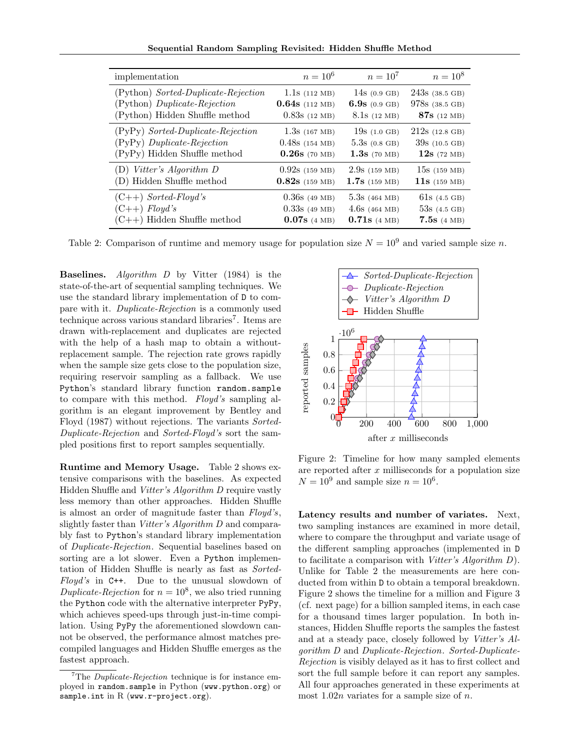| implementation | $n = 10^6$ | $n = 10^7$ | $n = 10^8$ |
|---|---|---|---|
| (Python) *Sorted-Duplicate-Rejection* | 1.1s (112 MB) | 14s (0.9 GB) | 243s (38.5 GB) |
| (Python) *Duplicate-Rejection* | **0.64s** (112 MB) | **6.9s** (0.9 GB) | 978s (38.5 GB) |
| (Python) Hidden Shuffle method | 0.83s (12 MB) | 8.1s (12 MB) | **87s** (12 MB) |
| (PyPy) *Sorted-Duplicate-Rejection* | 1.3s (167 MB) | 19s (1.0 GB) | 212s (12.8 GB) |
| (PyPy) *Duplicate-Rejection* | 0.48s (154 MB) | 5.3s (0.8 GB) | 39s (10.5 GB) |
| (PyPy) Hidden Shuffle method | **0.26s** (70 MB) | **1.3s** (70 MB) | **12s** (72 MB) |
| (D) *Vitter's Algorithm D* | 0.92s (159 MB) | 2.9s (159 MB) | 15s (159 MB) |
| (D) Hidden Shuffle method | **0.82s** (159 MB) | **1.7s** (159 MB) | **11s** (159 MB) |
| (C++) *Sorted-Floyd's* | 0.36s (49 MB) | 5.3s (464 MB) | 61s (4.5 GB) |
| (C++) *Floyd's* | 0.33s (49 MB) | 4.6s (464 MB) | 53s (4.5 GB) |
| (C++) Hidden Shuffle method | **0.07s** (4 MB) | **0.71s** (4 MB) | **7.5s** (4 MB) |

Table 2: Comparison of runtime and memory usage for population size $N = 10^9$ and varied sample size $n$.

**Baselines.** *Algorithm D* by Vitter (1984) is the state-of-the-art of sequential sampling techniques. We use the standard library implementation of `D` to compare with it. *Duplicate-Rejection* is a commonly used technique across various standard libraries[7]. Items are drawn with-replacement and duplicates are rejected with the help of a hash map to obtain a without-replacement sample. The rejection rate grows rapidly when the sample size gets close to the population size, requiring reservoir sampling as a fallback. We use `Python`'s standard library function `random.sample` to compare with this method. *Floyd's* sampling algorithm is an elegant improvement by Bentley and Floyd (1987) without rejections. The variants *Sorted-Duplicate-Rejection* and *Sorted-Floyd's* sort the sampled positions first to report samples sequentially.

**Runtime and Memory Usage.** Table 2 shows extensive comparisons with the baselines. As expected Hidden Shuffle and *Vitter's Algorithm D* require vastly less memory than other approaches. Hidden Shuffle is almost an order of magnitude faster than *Floyd's*, slightly faster than *Vitter's Algorithm D* and comparably fast to `Python`'s standard library implementation of *Duplicate-Rejection*. Sequential baselines based on sorting are a lot slower. Even a `Python` implementation of Hidden Shuffle is nearly as fast as *Sorted-Floyd's* in `C++`. Due to the unusual slowdown of *Duplicate-Rejection* for $n = 10^8$, we also tried running the `Python` code with the alternative interpreter `PyPy`, which achieves speed-ups through just-in-time compilation. Using `PyPy` the aforementioned slowdown cannot be observed, the performance almost matches precompiled languages and Hidden Shuffle emerges as the fastest approach.

Figure 2: Timeline for how many sampled elements are reported after $x$ milliseconds for a population size $N = 10^9$ and sample size $n = 10^6$.

**Latency results and number of variates.** Next, two sampling instances are examined in more detail, where to compare the throughput and variate usage of the different sampling approaches (implemented in `D` to facilitate a comparison with *Vitter's Algorithm D*). Unlike for Table 2 the measurements are here conducted from within `D` to obtain a temporal breakdown. Figure 2 shows the timeline for a million and Figure 3 (cf. next page) for a billion sampled items, in each case for a thousand times larger population. In both instances, Hidden Shuffle reports the samples the fastest and at a steady pace, closely followed by *Vitter's Algorithm D* and *Duplicate-Rejection*. *Sorted-Duplicate-Rejection* is visibly delayed as it has to first collect and sort the full sample before it can report any samples. All four approaches generated in these experiments at most $1.02n$ variates for a sample size of $n$.

[7] The *Duplicate-Rejection* technique is for instance employed in `random.sample` in Python (`www.python.org`) or `sample.int` in R (`www.r-project.org`).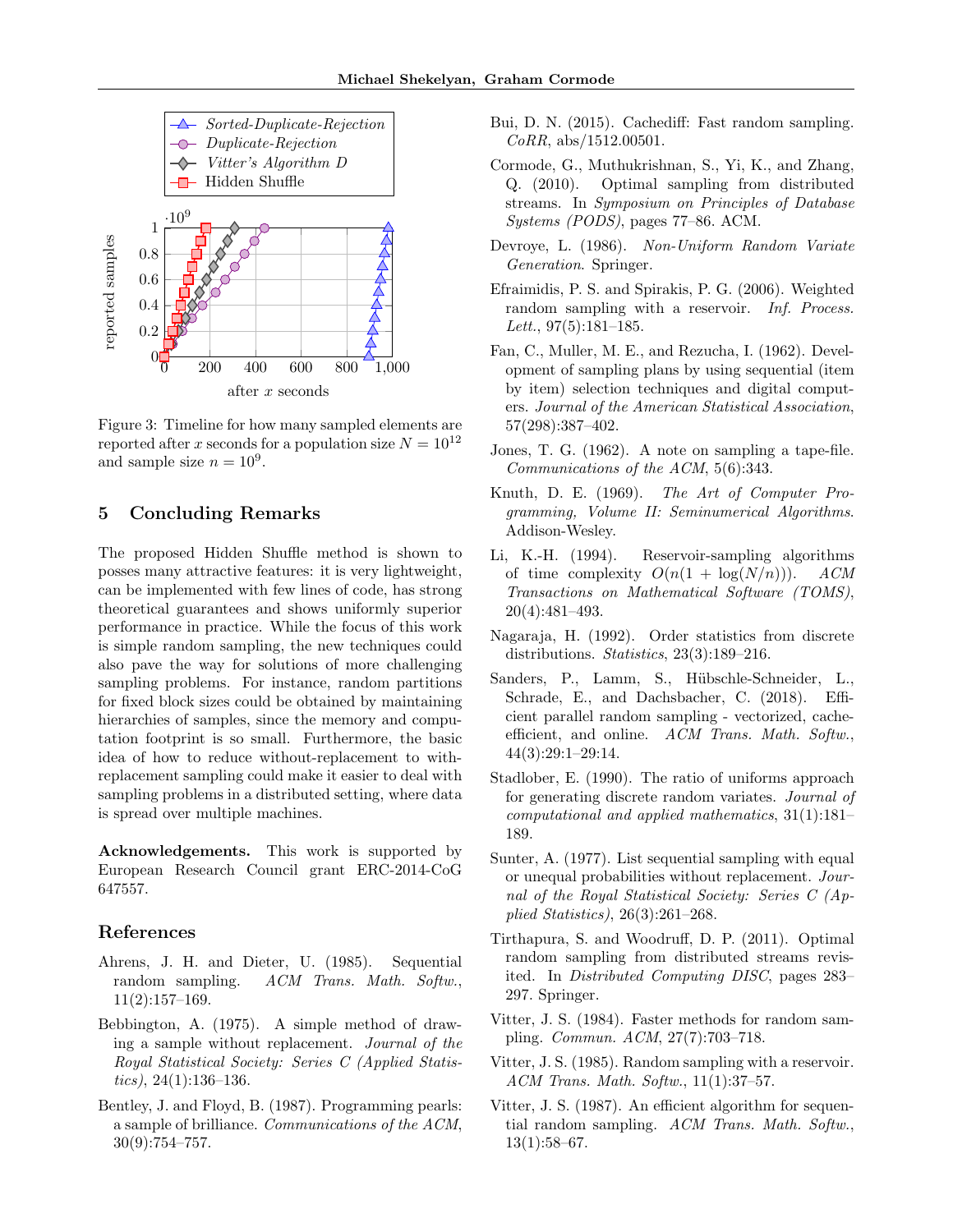Sorted-Duplicate-Rejection
Duplicate-Rejection
Vitter's Algorithm D
Hidden Shuffle

$\cdot 10^9$

reported samples

0
0.2
0.4
0.6
0.8
1

0
200
400
600
800
1,000

after $x$ seconds

Figure 3: Timeline for how many sampled elements are reported after $x$ seconds for a population size $N = 10^{12}$ and sample size $n = 10^9$.

## 5 Concluding Remarks

The proposed Hidden Shuffle method is shown to posses many attractive features: it is very lightweight, can be implemented with few lines of code, has strong theoretical guarantees and shows uniformly superior performance in practice. While the focus of this work is simple random sampling, the new techniques could also pave the way for solutions of more challenging sampling problems. For instance, random partitions for fixed block sizes could be obtained by maintaining hierarchies of samples, since the memory and computation footprint is so small. Furthermore, the basic idea of how to reduce without-replacement to with-replacement sampling could make it easier to deal with sampling problems in a distributed setting, where data is spread over multiple machines.

**Acknowledgements.** This work is supported by European Research Council grant ERC-2014-CoG 647557.

## References

Ahrens, J. H. and Dieter, U. (1985). Sequential random sampling. *ACM Trans. Math. Softw.*, 11(2):157–169.

Bebbington, A. (1975). A simple method of drawing a sample without replacement. *Journal of the Royal Statistical Society: Series C (Applied Statistics)*, 24(1):136–136.

Bentley, J. and Floyd, B. (1987). Programming pearls: a sample of brilliance. *Communications of the ACM*, 30(9):754–757.

Bui, D. N. (2015). Cachediff: Fast random sampling. *CoRR*, abs/1512.00501.

Cormode, G., Muthukrishnan, S., Yi, K., and Zhang, Q. (2010). Optimal sampling from distributed streams. In *Symposium on Principles of Database Systems (PODS)*, pages 77–86. ACM.

Devroye, L. (1986). *Non-Uniform Random Variate Generation*. Springer.

Efraimidis, P. S. and Spirakis, P. G. (2006). Weighted random sampling with a reservoir. *Inf. Process. Lett.*, 97(5):181–185.

Fan, C., Muller, M. E., and Rezucha, I. (1962). Development of sampling plans by using sequential (item by item) selection techniques and digital computers. *Journal of the American Statistical Association*, 57(298):387–402.

Jones, T. G. (1962). A note on sampling a tape-file. *Communications of the ACM*, 5(6):343.

Knuth, D. E. (1969). *The Art of Computer Programming, Volume II: Seminumerical Algorithms*. Addison-Wesley.

Li, K.-H. (1994). Reservoir-sampling algorithms of time complexity $O(n(1 + \log(N/n)))$. *ACM Transactions on Mathematical Software (TOMS)*, 20(4):481–493.

Nagaraja, H. (1992). Order statistics from discrete distributions. *Statistics*, 23(3):189–216.

Sanders, P., Lamm, S., Hübschle-Schneider, L., Schrade, E., and Dachsbacher, C. (2018). Efficient parallel random sampling - vectorized, cache-efficient, and online. *ACM Trans. Math. Softw.*, 44(3):29:1–29:14.

Stadlober, E. (1990). The ratio of uniforms approach for generating discrete random variates. *Journal of computational and applied mathematics*, 31(1):181–189.

Sunter, A. (1977). List sequential sampling with equal or unequal probabilities without replacement. *Journal of the Royal Statistical Society: Series C (Applied Statistics)*, 26(3):261–268.

Tirthapura, S. and Woodruff, D. P. (2011). Optimal random sampling from distributed streams revisited. In *Distributed Computing DISC*, pages 283–297. Springer.

Vitter, J. S. (1984). Faster methods for random sampling. *Commun. ACM*, 27(7):703–718.

Vitter, J. S. (1985). Random sampling with a reservoir. *ACM Trans. Math. Softw.*, 11(1):37–57.

Vitter, J. S. (1987). An efficient algorithm for sequential random sampling. *ACM Trans. Math. Softw.*, 13(1):58–67.